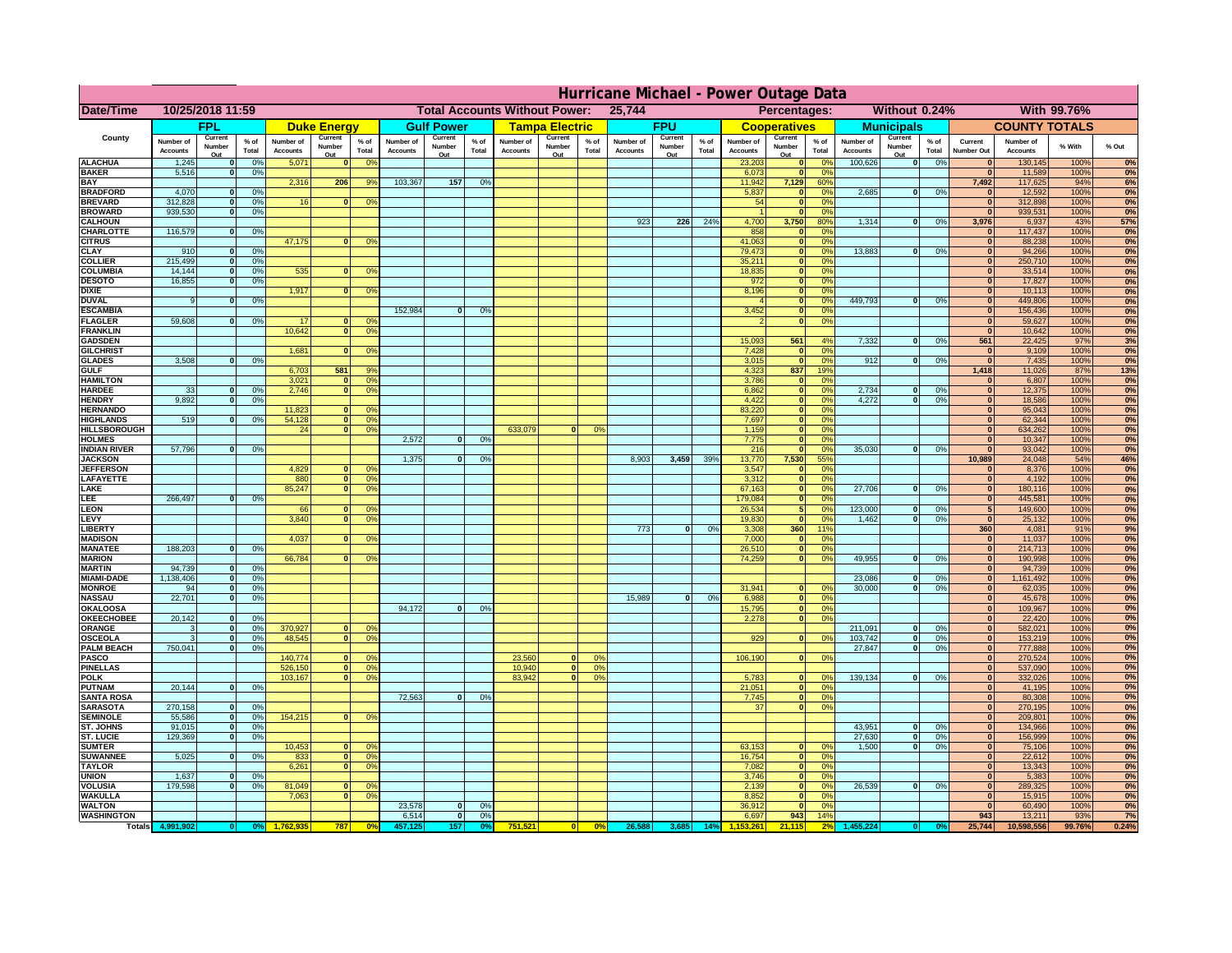# Hurricane Michael - Power Outage Data

| Date/Time | 10/25/2018 11:59 | Total Accounts Without Power: | 25,744 | Percentages: | Without 0.24% | With 99.76% |
|---|---|---|---|---|---|---|

| County | FPL | | | Duke Energy | | | Gulf Power | | | Tampa Electric | | | FPU | | | Cooperatives | | | Municipals | | | COUNTY TOTALS | | | |
|---|---|---|---|---|---|---|---|---|---|---|---|---|---|---|---|---|---|---|---|---|---|---|---|---|---|
| | Number of Accounts | Current Number Out | % of Total | Number of Accounts | Current Number Out | % of Total | Number of Accounts | Current Number Out | % of Total | Number of Accounts | Current Number Out | % of Total | Number of Accounts | Current Number Out | % of Total | Number of Accounts | Current Number Out | % of Total | Number of Accounts | Current Number Out | % of Total | Current Number Out | Number of Accounts | % With | % Out |
| ALACHUA | 1,245 | 0 | 0% | 5,071 | 0 | 0% | | | | | | | | | | 23,203 | 0 | 0% | 100,626 | 0 | 0% | 0 | 130,145 | 100% | 0% |
| BAKER | 5,516 | 0 | 0% | | | | | | | | | | | | | 6,073 | 0 | 0% | | | | 0 | 11,589 | 100% | 0% |
| BAY | | | | 2,316 | 206 | 9% | 103,367 | 157 | 0% | | | | | | | 11,942 | 7,129 | 60% | | | | 7,492 | 117,625 | 94% | 6% |
| BRADFORD | 4,070 | 0 | 0% | | | | | | | | | | | | | 5,837 | 0 | 0% | 2,685 | 0 | 0% | 0 | 12,592 | 100% | 0% |
| BREVARD | 312,828 | 0 | 0% | 16 | 0 | 0% | | | | | | | | | | 54 | 0 | 0% | | | | 0 | 312,898 | 100% | 0% |
| BROWARD | 939,530 | 0 | 0% | | | | | | | | | | | | | 1 | 0 | 0% | | | | 0 | 939,531 | 100% | 0% |
| CALHOUN | | | | | | | | | | | | | 923 | 226 | 24% | 4,700 | 3,750 | 80% | 1,314 | 0 | 0% | 3,976 | 6,937 | 43% | 57% |
| CHARLOTTE | 116,579 | 0 | 0% | | | | | | | | | | | | | 858 | 0 | 0% | | | | 0 | 117,437 | 100% | 0% |
| CITRUS | | | | 47,175 | 0 | 0% | | | | | | | | | | 41,063 | 0 | 0% | | | | 0 | 88,238 | 100% | 0% |
| CLAY | 910 | 0 | 0% | | | | | | | | | | | | | 79,473 | 0 | 0% | 13,883 | 0 | 0% | 0 | 94,266 | 100% | 0% |
| COLLIER | 215,499 | 0 | 0% | | | | | | | | | | | | | 35,211 | 0 | 0% | | | | 0 | 250,710 | 100% | 0% |
| COLUMBIA | 14,144 | 0 | 0% | 535 | 0 | 0% | | | | | | | | | | 18,835 | 0 | 0% | | | | 0 | 33,514 | 100% | 0% |
| DESOTO | 16,855 | 0 | 0% | | | | | | | | | | | | | 972 | 0 | 0% | | | | 0 | 17,827 | 100% | 0% |
| DIXIE | | | | 1,917 | 0 | 0% | | | | | | | | | | 8,196 | 0 | 0% | | | | 0 | 10,113 | 100% | 0% |
| DUVAL | 9 | 0 | 0% | | | | | | | | | | | | | 4 | 0 | 0% | 449,793 | 0 | 0% | 0 | 449,806 | 100% | 0% |
| ESCAMBIA | | | | | | | 152,984 | 0 | 0% | | | | | | | 3,452 | 0 | 0% | | | | 0 | 156,436 | 100% | 0% |
| FLAGLER | 59,608 | 0 | 0% | 17 | 0 | 0% | | | | | | | | | | 2 | 0 | 0% | | | | 0 | 59,627 | 100% | 0% |
| FRANKLIN | | | | 10,642 | 0 | 0% | | | | | | | | | | | | | | | | 0 | 10,642 | 100% | 0% |
| GADSDEN | | | | | | | | | | | | | | | | 15,093 | 561 | 4% | 7,332 | 0 | 0% | 561 | 22,425 | 97% | 3% |
| GILCHRIST | | | | 1,681 | 0 | 0% | | | | | | | | | | 7,428 | 0 | 0% | | | | 0 | 9,109 | 100% | 0% |
| GLADES | 3,508 | 0 | 0% | | | | | | | | | | | | | 3,015 | 0 | 0% | 912 | 0 | 0% | 0 | 7,435 | 100% | 0% |
| GULF | | | | 6,703 | 581 | 9% | | | | | | | | | | 4,323 | 837 | 19% | | | | 1,418 | 11,026 | 87% | 13% |
| HAMILTON | | | | 3,021 | 0 | 0% | | | | | | | | | | 3,786 | 0 | 0% | | | | 0 | 6,807 | 100% | 0% |
| HARDEE | 33 | 0 | 0% | 2,746 | 0 | 0% | | | | | | | | | | 6,862 | 0 | 0% | 2,734 | 0 | 0% | 0 | 12,375 | 100% | 0% |
| HENDRY | 9,892 | 0 | 0% | | | | | | | | | | | | | 4,422 | 0 | 0% | 4,272 | 0 | 0% | 0 | 18,586 | 100% | 0% |
| HERNANDO | | | | 11,823 | 0 | 0% | | | | | | | | | | 83,220 | 0 | 0% | | | | 0 | 95,043 | 100% | 0% |
| HIGHLANDS | 519 | 0 | 0% | 54,128 | 0 | 0% | | | | | | | | | | 7,697 | 0 | 0% | | | | 0 | 62,344 | 100% | 0% |
| HILLSBOROUGH | | | | 24 | 0 | 0% | | | | 633,079 | 0 | 0% | | | | 1,159 | 0 | 0% | | | | 0 | 634,262 | 100% | 0% |
| HOLMES | | | | | | | 2,572 | 0 | 0% | | | | | | | 7,775 | 0 | 0% | | | | 0 | 10,347 | 100% | 0% |
| INDIAN RIVER | 57,796 | 0 | 0% | | | | | | | | | | | | | 216 | 0 | 0% | 35,030 | 0 | 0% | 0 | 93,042 | 100% | 0% |
| JACKSON | | | | | | | 1,375 | 0 | 0% | | | | 8,903 | 3,459 | 39% | 13,770 | 7,530 | 55% | | | | 10,989 | 24,048 | 54% | 46% |
| JEFFERSON | | | | 4,829 | 0 | 0% | | | | | | | | | | 3,547 | 0 | 0% | | | | 0 | 8,376 | 100% | 0% |
| LAFAYETTE | | | | 880 | 0 | 0% | | | | | | | | | | 3,312 | 0 | 0% | | | | 0 | 4,192 | 100% | 0% |
| LAKE | | | | 85,247 | 0 | 0% | | | | | | | | | | 67,163 | 0 | 0% | 27,706 | 0 | 0% | 0 | 180,116 | 100% | 0% |
| LEE | 266,497 | 0 | 0% | | | | | | | | | | | | | 179,084 | 0 | 0% | | | | 0 | 445,581 | 100% | 0% |
| LEON | | | | 66 | 0 | 0% | | | | | | | | | | 26,534 | 5 | 0% | 123,000 | 0 | 0% | 5 | 149,600 | 100% | 0% |
| LEVY | | | | 3,840 | 0 | 0% | | | | | | | | | | 19,830 | 0 | 0% | 1,462 | 0 | 0% | 0 | 25,132 | 100% | 0% |
| LIBERTY | | | | | | | | | | | | | 773 | 0 | 0% | 3,308 | 360 | 11% | | | | 360 | 4,081 | 91% | 9% |
| MADISON | | | | 4,037 | 0 | 0% | | | | | | | | | | 7,000 | 0 | 0% | | | | 0 | 11,037 | 100% | 0% |
| MANATEE | 188,203 | 0 | 0% | | | | | | | | | | | | | 26,510 | 0 | 0% | | | | 0 | 214,713 | 100% | 0% |
| MARION | | | | 66,784 | 0 | 0% | | | | | | | | | | 74,259 | 0 | 0% | 49,955 | 0 | 0% | 0 | 190,998 | 100% | 0% |
| MARTIN | 94,739 | 0 | 0% | | | | | | | | | | | | | | | | | | | 0 | 94,739 | 100% | 0% |
| MIAMI-DADE | 1,138,406 | 0 | 0% | | | | | | | | | | | | | | | | 23,086 | 0 | 0% | 0 | 1,161,492 | 100% | 0% |
| MONROE | 94 | 0 | 0% | | | | | | | | | | | | | 31,941 | 0 | 0% | 30,000 | 0 | 0% | 0 | 62,035 | 100% | 0% |
| NASSAU | 22,701 | 0 | 0% | | | | | | | | | | 15,989 | 0 | 0% | 6,988 | 0 | 0% | | | | 0 | 45,678 | 100% | 0% |
| OKALOOSA | | | | | | | 94,172 | 0 | 0% | | | | | | | 15,795 | 0 | 0% | | | | 0 | 109,967 | 100% | 0% |
| OKEECHOBEE | 20,142 | 0 | 0% | | | | | | | | | | | | | 2,278 | 0 | 0% | | | | 0 | 22,420 | 100% | 0% |
| ORANGE | 3 | 0 | 0% | 370,927 | 0 | 0% | | | | | | | | | | | | | 211,091 | 0 | 0% | 0 | 582,021 | 100% | 0% |
| OSCEOLA | 3 | 0 | 0% | 48,545 | 0 | 0% | | | | | | | | | | 929 | 0 | 0% | 103,742 | 0 | 0% | 0 | 153,219 | 100% | 0% |
| PALM BEACH | 750,041 | 0 | 0% | | | | | | | | | | | | | | | | 27,847 | 0 | 0% | 0 | 777,888 | 100% | 0% |
| PASCO | | | | 140,774 | 0 | 0% | | | | 23,560 | 0 | 0% | | | | 106,190 | 0 | 0% | | | | 0 | 270,524 | 100% | 0% |
| PINELLAS | | | | 526,150 | 0 | 0% | | | | 10,940 | 0 | 0% | | | | | | | | | | 0 | 537,090 | 100% | 0% |
| POLK | | | | 103,167 | 0 | 0% | | | | 83,942 | 0 | 0% | | | | 5,783 | 0 | 0% | 139,134 | 0 | 0% | 0 | 332,026 | 100% | 0% |
| PUTNAM | 20,144 | 0 | 0% | | | | | | | | | | | | | 21,051 | 0 | 0% | | | | 0 | 41,195 | 100% | 0% |
| SANTA ROSA | | | | | | | 72,563 | 0 | 0% | | | | | | | 7,745 | 0 | 0% | | | | 0 | 80,308 | 100% | 0% |
| SARASOTA | 270,158 | 0 | 0% | | | | | | | | | | | | | 37 | 0 | 0% | | | | 0 | 270,195 | 100% | 0% |
| SEMINOLE | 55,586 | 0 | 0% | 154,215 | 0 | 0% | | | | | | | | | | | | | | | | 0 | 209,801 | 100% | 0% |
| ST. JOHNS | 91,015 | 0 | 0% | | | | | | | | | | | | | | | | 43,951 | 0 | 0% | 0 | 134,966 | 100% | 0% |
| ST. LUCIE | 129,369 | 0 | 0% | | | | | | | | | | | | | | | | 27,630 | 0 | 0% | 0 | 156,999 | 100% | 0% |
| SUMTER | | | | 10,453 | 0 | 0% | | | | | | | | | | 63,153 | 0 | 0% | 1,500 | 0 | 0% | 0 | 75,106 | 100% | 0% |
| SUWANNEE | 5,025 | 0 | 0% | 833 | 0 | 0% | | | | | | | | | | 16,754 | 0 | 0% | | | | 0 | 22,612 | 100% | 0% |
| TAYLOR | | | | 6,261 | 0 | 0% | | | | | | | | | | 7,082 | 0 | 0% | | | | 0 | 13,343 | 100% | 0% |
| UNION | 1,637 | 0 | 0% | | | | | | | | | | | | | 3,746 | 0 | 0% | | | | 0 | 5,383 | 100% | 0% |
| VOLUSIA | 179,598 | 0 | 0% | 81,049 | 0 | 0% | | | | | | | | | | 2,139 | 0 | 0% | 26,539 | 0 | 0% | 0 | 289,325 | 100% | 0% |
| WAKULLA | | | | 7,063 | 0 | 0% | | | | | | | | | | 8,852 | 0 | 0% | | | | 0 | 15,915 | 100% | 0% |
| WALTON | | | | | | | 23,578 | 0 | 0% | | | | | | | 36,912 | 0 | 0% | | | | 0 | 60,490 | 100% | 0% |
| WASHINGTON | | | | | | | 6,514 | 0 | 0% | | | | | | | 6,697 | 943 | 14% | | | | 943 | 13,211 | 93% | 7% |
| Totals | 4,991,902 | 0 | 0% | 1,762,935 | 787 | 0% | 457,125 | 157 | 0% | 751,521 | 0 | 0% | 26,588 | 3,685 | 14% | 1,153,261 | 21,115 | 2% | 1,455,224 | 0 | 0% | 25,744 | 10,598,556 | 99.76% | 0.24% |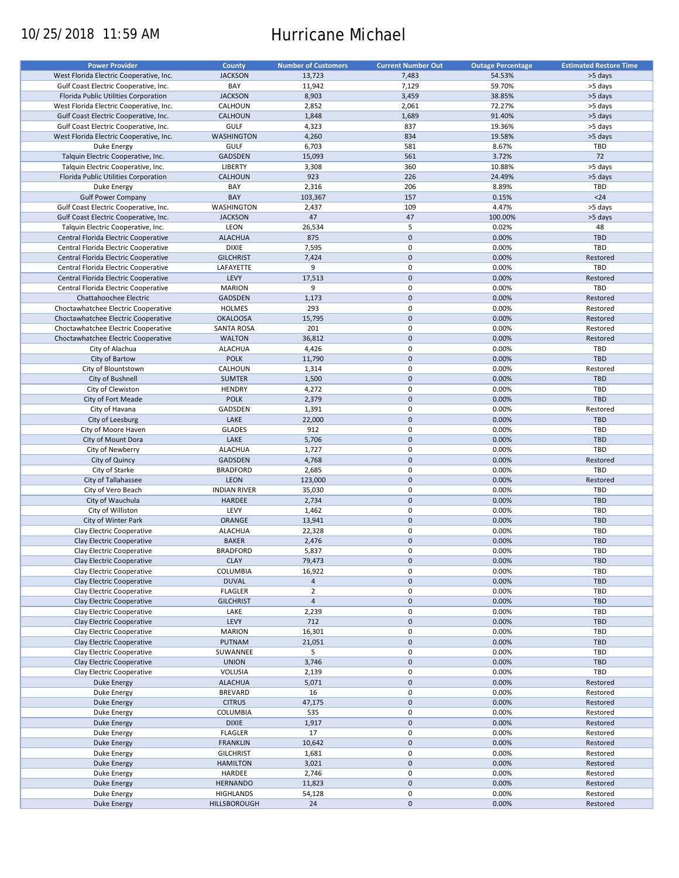10/25/2018 11:59 AM

# Hurricane Michael

| Power Provider | County | Number of Customers | Current Number Out | Outage Percentage | Estimated Restore Time |
|---|---|---|---|---|---|
| West Florida Electric Cooperative, Inc. | JACKSON | 13,723 | 7,483 | 54.53% | >5 days |
| Gulf Coast Electric Cooperative, Inc. | BAY | 11,942 | 7,129 | 59.70% | >5 days |
| Florida Public Utilities Corporation | JACKSON | 8,903 | 3,459 | 38.85% | >5 days |
| West Florida Electric Cooperative, Inc. | CALHOUN | 2,852 | 2,061 | 72.27% | >5 days |
| Gulf Coast Electric Cooperative, Inc. | CALHOUN | 1,848 | 1,689 | 91.40% | >5 days |
| Gulf Coast Electric Cooperative, Inc. | GULF | 4,323 | 837 | 19.36% | >5 days |
| West Florida Electric Cooperative, Inc. | WASHINGTON | 4,260 | 834 | 19.58% | >5 days |
| Duke Energy | GULF | 6,703 | 581 | 8.67% | TBD |
| Talquin Electric Cooperative, Inc. | GADSDEN | 15,093 | 561 | 3.72% | 72 |
| Talquin Electric Cooperative, Inc. | LIBERTY | 3,308 | 360 | 10.88% | >5 days |
| Florida Public Utilities Corporation | CALHOUN | 923 | 226 | 24.49% | >5 days |
| Duke Energy | BAY | 2,316 | 206 | 8.89% | TBD |
| Gulf Power Company | BAY | 103,367 | 157 | 0.15% | <24 |
| Gulf Coast Electric Cooperative, Inc. | WASHINGTON | 2,437 | 109 | 4.47% | >5 days |
| Gulf Coast Electric Cooperative, Inc. | JACKSON | 47 | 47 | 100.00% | >5 days |
| Talquin Electric Cooperative, Inc. | LEON | 26,534 | 5 | 0.02% | 48 |
| Central Florida Electric Cooperative | ALACHUA | 875 | 0 | 0.00% | TBD |
| Central Florida Electric Cooperative | DIXIE | 7,595 | 0 | 0.00% | TBD |
| Central Florida Electric Cooperative | GILCHRIST | 7,424 | 0 | 0.00% | Restored |
| Central Florida Electric Cooperative | LAFAYETTE | 9 | 0 | 0.00% | TBD |
| Central Florida Electric Cooperative | LEVY | 17,513 | 0 | 0.00% | Restored |
| Central Florida Electric Cooperative | MARION | 9 | 0 | 0.00% | TBD |
| Chattahoochee Electric | GADSDEN | 1,173 | 0 | 0.00% | Restored |
| Choctawhatchee Electric Cooperative | HOLMES | 293 | 0 | 0.00% | Restored |
| Choctawhatchee Electric Cooperative | OKALOOSA | 15,795 | 0 | 0.00% | Restored |
| Choctawhatchee Electric Cooperative | SANTA ROSA | 201 | 0 | 0.00% | Restored |
| Choctawhatchee Electric Cooperative | WALTON | 36,812 | 0 | 0.00% | Restored |
| City of Alachua | ALACHUA | 4,426 | 0 | 0.00% | TBD |
| City of Bartow | POLK | 11,790 | 0 | 0.00% | TBD |
| City of Blountstown | CALHOUN | 1,314 | 0 | 0.00% | Restored |
| City of Bushnell | SUMTER | 1,500 | 0 | 0.00% | TBD |
| City of Clewiston | HENDRY | 4,272 | 0 | 0.00% | TBD |
| City of Fort Meade | POLK | 2,379 | 0 | 0.00% | TBD |
| City of Havana | GADSDEN | 1,391 | 0 | 0.00% | Restored |
| City of Leesburg | LAKE | 22,000 | 0 | 0.00% | TBD |
| City of Moore Haven | GLADES | 912 | 0 | 0.00% | TBD |
| City of Mount Dora | LAKE | 5,706 | 0 | 0.00% | TBD |
| City of Newberry | ALACHUA | 1,727 | 0 | 0.00% | TBD |
| City of Quincy | GADSDEN | 4,768 | 0 | 0.00% | Restored |
| City of Starke | BRADFORD | 2,685 | 0 | 0.00% | TBD |
| City of Tallahassee | LEON | 123,000 | 0 | 0.00% | Restored |
| City of Vero Beach | INDIAN RIVER | 35,030 | 0 | 0.00% | TBD |
| City of Wauchula | HARDEE | 2,734 | 0 | 0.00% | TBD |
| City of Williston | LEVY | 1,462 | 0 | 0.00% | TBD |
| City of Winter Park | ORANGE | 13,941 | 0 | 0.00% | TBD |
| Clay Electric Cooperative | ALACHUA | 22,328 | 0 | 0.00% | TBD |
| Clay Electric Cooperative | BAKER | 2,476 | 0 | 0.00% | TBD |
| Clay Electric Cooperative | BRADFORD | 5,837 | 0 | 0.00% | TBD |
| Clay Electric Cooperative | CLAY | 79,473 | 0 | 0.00% | TBD |
| Clay Electric Cooperative | COLUMBIA | 16,922 | 0 | 0.00% | TBD |
| Clay Electric Cooperative | DUVAL | 4 | 0 | 0.00% | TBD |
| Clay Electric Cooperative | FLAGLER | 2 | 0 | 0.00% | TBD |
| Clay Electric Cooperative | GILCHRIST | 4 | 0 | 0.00% | TBD |
| Clay Electric Cooperative | LAKE | 2,239 | 0 | 0.00% | TBD |
| Clay Electric Cooperative | LEVY | 712 | 0 | 0.00% | TBD |
| Clay Electric Cooperative | MARION | 16,301 | 0 | 0.00% | TBD |
| Clay Electric Cooperative | PUTNAM | 21,051 | 0 | 0.00% | TBD |
| Clay Electric Cooperative | SUWANNEE | 5 | 0 | 0.00% | TBD |
| Clay Electric Cooperative | UNION | 3,746 | 0 | 0.00% | TBD |
| Clay Electric Cooperative | VOLUSIA | 2,139 | 0 | 0.00% | TBD |
| Duke Energy | ALACHUA | 5,071 | 0 | 0.00% | Restored |
| Duke Energy | BREVARD | 16 | 0 | 0.00% | Restored |
| Duke Energy | CITRUS | 47,175 | 0 | 0.00% | Restored |
| Duke Energy | COLUMBIA | 535 | 0 | 0.00% | Restored |
| Duke Energy | DIXIE | 1,917 | 0 | 0.00% | Restored |
| Duke Energy | FLAGLER | 17 | 0 | 0.00% | Restored |
| Duke Energy | FRANKLIN | 10,642 | 0 | 0.00% | Restored |
| Duke Energy | GILCHRIST | 1,681 | 0 | 0.00% | Restored |
| Duke Energy | HAMILTON | 3,021 | 0 | 0.00% | Restored |
| Duke Energy | HARDEE | 2,746 | 0 | 0.00% | Restored |
| Duke Energy | HERNANDO | 11,823 | 0 | 0.00% | Restored |
| Duke Energy | HIGHLANDS | 54,128 | 0 | 0.00% | Restored |
| Duke Energy | HILLSBOROUGH | 24 | 0 | 0.00% | Restored |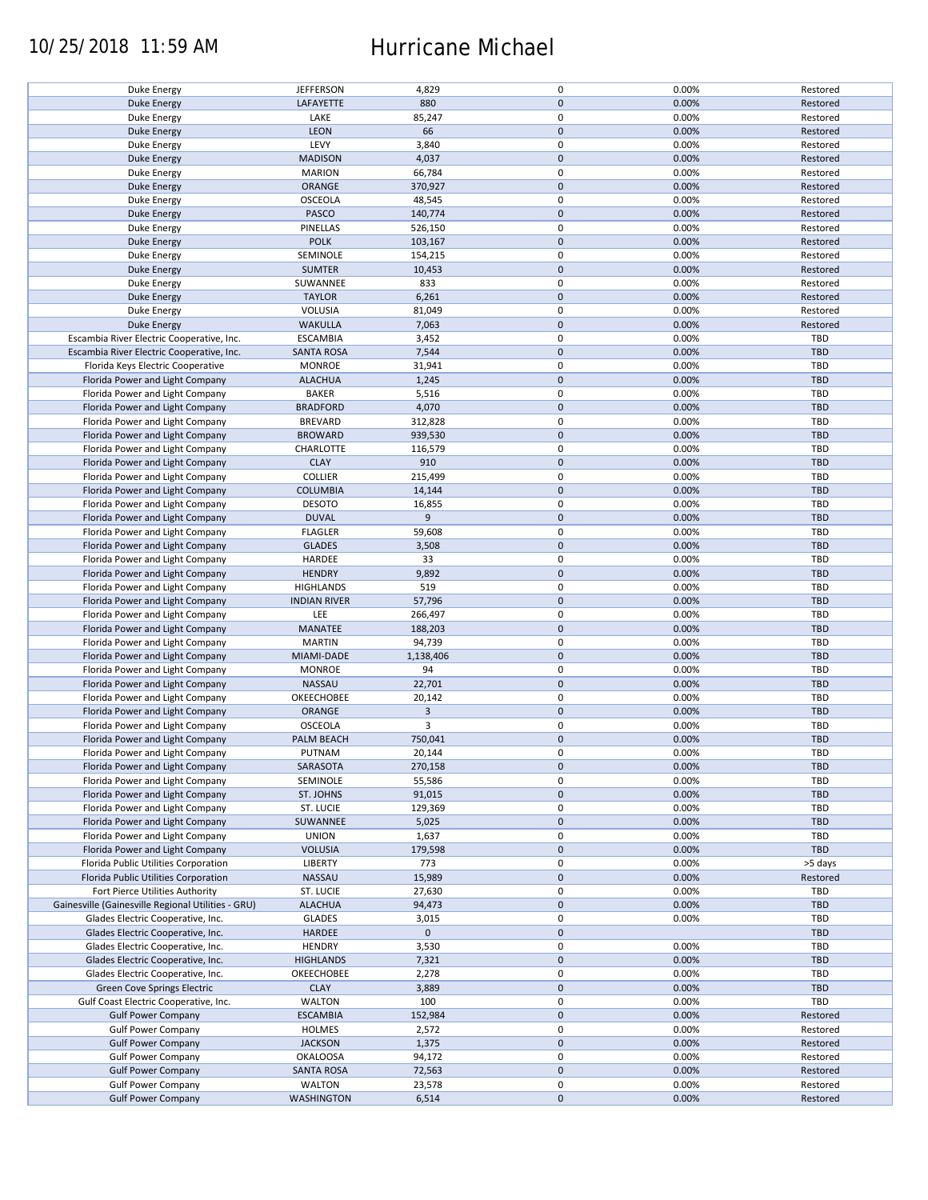| | | | | | |
|---|---|---|---|---|---|
| Duke Energy | JEFFERSON | 4,829 | 0 | 0.00% | Restored |
| Duke Energy | LAFAYETTE | 880 | 0 | 0.00% | Restored |
| Duke Energy | LAKE | 85,247 | 0 | 0.00% | Restored |
| Duke Energy | LEON | 66 | 0 | 0.00% | Restored |
| Duke Energy | LEVY | 3,840 | 0 | 0.00% | Restored |
| Duke Energy | MADISON | 4,037 | 0 | 0.00% | Restored |
| Duke Energy | MARION | 66,784 | 0 | 0.00% | Restored |
| Duke Energy | ORANGE | 370,927 | 0 | 0.00% | Restored |
| Duke Energy | OSCEOLA | 48,545 | 0 | 0.00% | Restored |
| Duke Energy | PASCO | 140,774 | 0 | 0.00% | Restored |
| Duke Energy | PINELLAS | 526,150 | 0 | 0.00% | Restored |
| Duke Energy | POLK | 103,167 | 0 | 0.00% | Restored |
| Duke Energy | SEMINOLE | 154,215 | 0 | 0.00% | Restored |
| Duke Energy | SUMTER | 10,453 | 0 | 0.00% | Restored |
| Duke Energy | SUWANNEE | 833 | 0 | 0.00% | Restored |
| Duke Energy | TAYLOR | 6,261 | 0 | 0.00% | Restored |
| Duke Energy | VOLUSIA | 81,049 | 0 | 0.00% | Restored |
| Duke Energy | WAKULLA | 7,063 | 0 | 0.00% | Restored |
| Escambia River Electric Cooperative, Inc. | ESCAMBIA | 3,452 | 0 | 0.00% | TBD |
| Escambia River Electric Cooperative, Inc. | SANTA ROSA | 7,544 | 0 | 0.00% | TBD |
| Florida Keys Electric Cooperative | MONROE | 31,941 | 0 | 0.00% | TBD |
| Florida Power and Light Company | ALACHUA | 1,245 | 0 | 0.00% | TBD |
| Florida Power and Light Company | BAKER | 5,516 | 0 | 0.00% | TBD |
| Florida Power and Light Company | BRADFORD | 4,070 | 0 | 0.00% | TBD |
| Florida Power and Light Company | BREVARD | 312,828 | 0 | 0.00% | TBD |
| Florida Power and Light Company | BROWARD | 939,530 | 0 | 0.00% | TBD |
| Florida Power and Light Company | CHARLOTTE | 116,579 | 0 | 0.00% | TBD |
| Florida Power and Light Company | CLAY | 910 | 0 | 0.00% | TBD |
| Florida Power and Light Company | COLLIER | 215,499 | 0 | 0.00% | TBD |
| Florida Power and Light Company | COLUMBIA | 14,144 | 0 | 0.00% | TBD |
| Florida Power and Light Company | DESOTO | 16,855 | 0 | 0.00% | TBD |
| Florida Power and Light Company | DUVAL | 9 | 0 | 0.00% | TBD |
| Florida Power and Light Company | FLAGLER | 59,608 | 0 | 0.00% | TBD |
| Florida Power and Light Company | GLADES | 3,508 | 0 | 0.00% | TBD |
| Florida Power and Light Company | HARDEE | 33 | 0 | 0.00% | TBD |
| Florida Power and Light Company | HENDRY | 9,892 | 0 | 0.00% | TBD |
| Florida Power and Light Company | HIGHLANDS | 519 | 0 | 0.00% | TBD |
| Florida Power and Light Company | INDIAN RIVER | 57,796 | 0 | 0.00% | TBD |
| Florida Power and Light Company | LEE | 266,497 | 0 | 0.00% | TBD |
| Florida Power and Light Company | MANATEE | 188,203 | 0 | 0.00% | TBD |
| Florida Power and Light Company | MARTIN | 94,739 | 0 | 0.00% | TBD |
| Florida Power and Light Company | MIAMI-DADE | 1,138,406 | 0 | 0.00% | TBD |
| Florida Power and Light Company | MONROE | 94 | 0 | 0.00% | TBD |
| Florida Power and Light Company | NASSAU | 22,701 | 0 | 0.00% | TBD |
| Florida Power and Light Company | OKEECHOBEE | 20,142 | 0 | 0.00% | TBD |
| Florida Power and Light Company | ORANGE | 3 | 0 | 0.00% | TBD |
| Florida Power and Light Company | OSCEOLA | 3 | 0 | 0.00% | TBD |
| Florida Power and Light Company | PALM BEACH | 750,041 | 0 | 0.00% | TBD |
| Florida Power and Light Company | PUTNAM | 20,144 | 0 | 0.00% | TBD |
| Florida Power and Light Company | SARASOTA | 270,158 | 0 | 0.00% | TBD |
| Florida Power and Light Company | SEMINOLE | 55,586 | 0 | 0.00% | TBD |
| Florida Power and Light Company | ST. JOHNS | 91,015 | 0 | 0.00% | TBD |
| Florida Power and Light Company | ST. LUCIE | 129,369 | 0 | 0.00% | TBD |
| Florida Power and Light Company | SUWANNEE | 5,025 | 0 | 0.00% | TBD |
| Florida Power and Light Company | UNION | 1,637 | 0 | 0.00% | TBD |
| Florida Power and Light Company | VOLUSIA | 179,598 | 0 | 0.00% | TBD |
| Florida Public Utilities Corporation | LIBERTY | 773 | 0 | 0.00% | >5 days |
| Florida Public Utilities Corporation | NASSAU | 15,989 | 0 | 0.00% | Restored |
| Fort Pierce Utilities Authority | ST. LUCIE | 27,630 | 0 | 0.00% | TBD |
| Gainesville (Gainesville Regional Utilities - GRU) | ALACHUA | 94,473 | 0 | 0.00% | TBD |
| Glades Electric Cooperative, Inc. | GLADES | 3,015 | 0 | 0.00% | TBD |
| Glades Electric Cooperative, Inc. | HARDEE | 0 | 0 | | TBD |
| Glades Electric Cooperative, Inc. | HENDRY | 3,530 | 0 | 0.00% | TBD |
| Glades Electric Cooperative, Inc. | HIGHLANDS | 7,321 | 0 | 0.00% | TBD |
| Glades Electric Cooperative, Inc. | OKEECHOBEE | 2,278 | 0 | 0.00% | TBD |
| Green Cove Springs Electric | CLAY | 3,889 | 0 | 0.00% | TBD |
| Gulf Coast Electric Cooperative, Inc. | WALTON | 100 | 0 | 0.00% | TBD |
| Gulf Power Company | ESCAMBIA | 152,984 | 0 | 0.00% | Restored |
| Gulf Power Company | HOLMES | 2,572 | 0 | 0.00% | Restored |
| Gulf Power Company | JACKSON | 1,375 | 0 | 0.00% | Restored |
| Gulf Power Company | OKALOOSA | 94,172 | 0 | 0.00% | Restored |
| Gulf Power Company | SANTA ROSA | 72,563 | 0 | 0.00% | Restored |
| Gulf Power Company | WALTON | 23,578 | 0 | 0.00% | Restored |
| Gulf Power Company | WASHINGTON | 6,514 | 0 | 0.00% | Restored |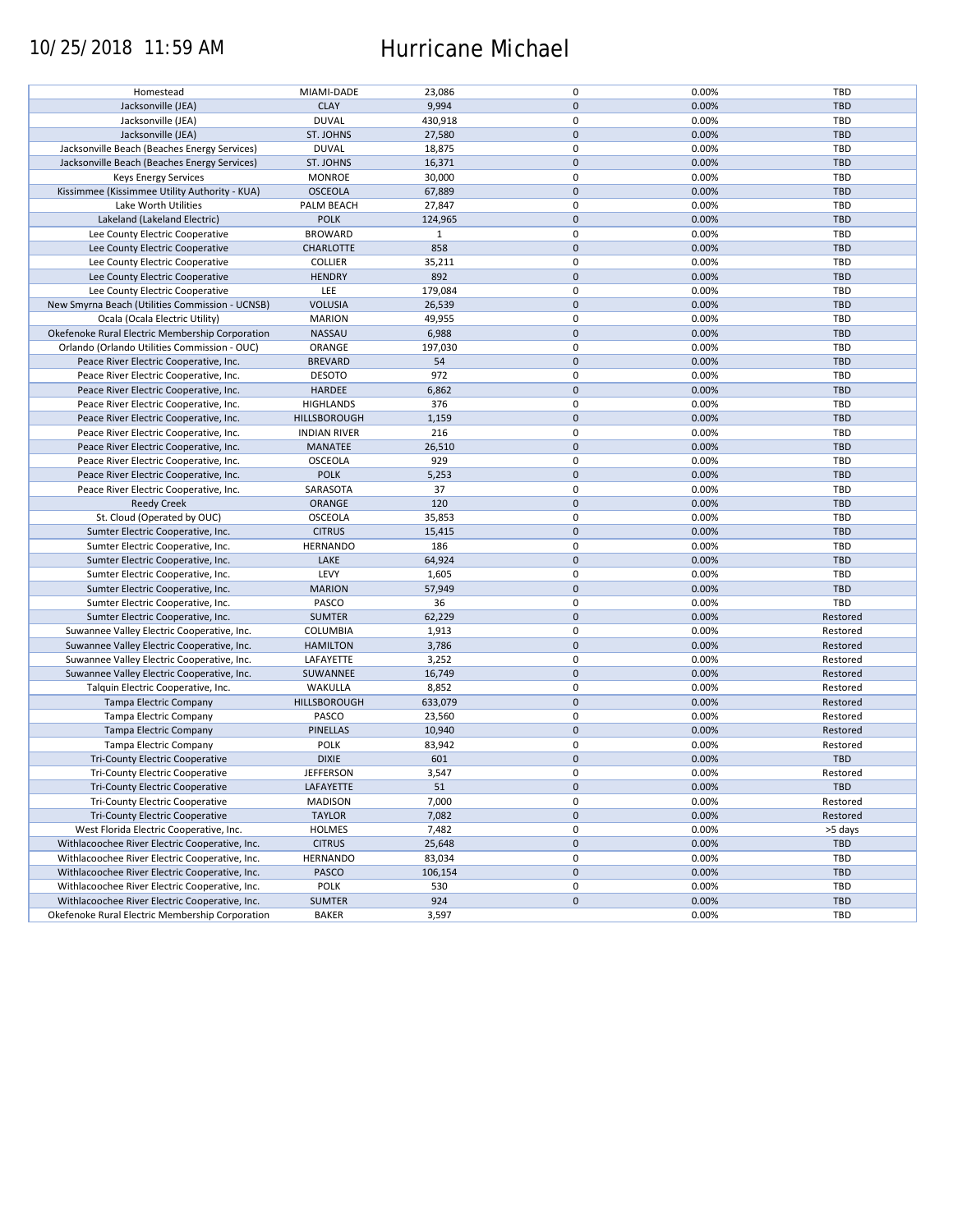| | | | | | |
|---|---|---|---|---|---|
| Homestead | MIAMI-DADE | 23,086 | 0 | 0.00% | TBD |
| Jacksonville (JEA) | CLAY | 9,994 | 0 | 0.00% | TBD |
| Jacksonville (JEA) | DUVAL | 430,918 | 0 | 0.00% | TBD |
| Jacksonville (JEA) | ST. JOHNS | 27,580 | 0 | 0.00% | TBD |
| Jacksonville Beach (Beaches Energy Services) | DUVAL | 18,875 | 0 | 0.00% | TBD |
| Jacksonville Beach (Beaches Energy Services) | ST. JOHNS | 16,371 | 0 | 0.00% | TBD |
| Keys Energy Services | MONROE | 30,000 | 0 | 0.00% | TBD |
| Kissimmee (Kissimmee Utility Authority - KUA) | OSCEOLA | 67,889 | 0 | 0.00% | TBD |
| Lake Worth Utilities | PALM BEACH | 27,847 | 0 | 0.00% | TBD |
| Lakeland (Lakeland Electric) | POLK | 124,965 | 0 | 0.00% | TBD |
| Lee County Electric Cooperative | BROWARD | 1 | 0 | 0.00% | TBD |
| Lee County Electric Cooperative | CHARLOTTE | 858 | 0 | 0.00% | TBD |
| Lee County Electric Cooperative | COLLIER | 35,211 | 0 | 0.00% | TBD |
| Lee County Electric Cooperative | HENDRY | 892 | 0 | 0.00% | TBD |
| Lee County Electric Cooperative | LEE | 179,084 | 0 | 0.00% | TBD |
| New Smyrna Beach (Utilities Commission - UCNSB) | VOLUSIA | 26,539 | 0 | 0.00% | TBD |
| Ocala (Ocala Electric Utility) | MARION | 49,955 | 0 | 0.00% | TBD |
| Okefenoke Rural Electric Membership Corporation | NASSAU | 6,988 | 0 | 0.00% | TBD |
| Orlando (Orlando Utilities Commission - OUC) | ORANGE | 197,030 | 0 | 0.00% | TBD |
| Peace River Electric Cooperative, Inc. | BREVARD | 54 | 0 | 0.00% | TBD |
| Peace River Electric Cooperative, Inc. | DESOTO | 972 | 0 | 0.00% | TBD |
| Peace River Electric Cooperative, Inc. | HARDEE | 6,862 | 0 | 0.00% | TBD |
| Peace River Electric Cooperative, Inc. | HIGHLANDS | 376 | 0 | 0.00% | TBD |
| Peace River Electric Cooperative, Inc. | HILLSBOROUGH | 1,159 | 0 | 0.00% | TBD |
| Peace River Electric Cooperative, Inc. | INDIAN RIVER | 216 | 0 | 0.00% | TBD |
| Peace River Electric Cooperative, Inc. | MANATEE | 26,510 | 0 | 0.00% | TBD |
| Peace River Electric Cooperative, Inc. | OSCEOLA | 929 | 0 | 0.00% | TBD |
| Peace River Electric Cooperative, Inc. | POLK | 5,253 | 0 | 0.00% | TBD |
| Peace River Electric Cooperative, Inc. | SARASOTA | 37 | 0 | 0.00% | TBD |
| Reedy Creek | ORANGE | 120 | 0 | 0.00% | TBD |
| St. Cloud (Operated by OUC) | OSCEOLA | 35,853 | 0 | 0.00% | TBD |
| Sumter Electric Cooperative, Inc. | CITRUS | 15,415 | 0 | 0.00% | TBD |
| Sumter Electric Cooperative, Inc. | HERNANDO | 186 | 0 | 0.00% | TBD |
| Sumter Electric Cooperative, Inc. | LAKE | 64,924 | 0 | 0.00% | TBD |
| Sumter Electric Cooperative, Inc. | LEVY | 1,605 | 0 | 0.00% | TBD |
| Sumter Electric Cooperative, Inc. | MARION | 57,949 | 0 | 0.00% | TBD |
| Sumter Electric Cooperative, Inc. | PASCO | 36 | 0 | 0.00% | TBD |
| Sumter Electric Cooperative, Inc. | SUMTER | 62,229 | 0 | 0.00% | Restored |
| Suwannee Valley Electric Cooperative, Inc. | COLUMBIA | 1,913 | 0 | 0.00% | Restored |
| Suwannee Valley Electric Cooperative, Inc. | HAMILTON | 3,786 | 0 | 0.00% | Restored |
| Suwannee Valley Electric Cooperative, Inc. | LAFAYETTE | 3,252 | 0 | 0.00% | Restored |
| Suwannee Valley Electric Cooperative, Inc. | SUWANNEE | 16,749 | 0 | 0.00% | Restored |
| Talquin Electric Cooperative, Inc. | WAKULLA | 8,852 | 0 | 0.00% | Restored |
| Tampa Electric Company | HILLSBOROUGH | 633,079 | 0 | 0.00% | Restored |
| Tampa Electric Company | PASCO | 23,560 | 0 | 0.00% | Restored |
| Tampa Electric Company | PINELLAS | 10,940 | 0 | 0.00% | Restored |
| Tampa Electric Company | POLK | 83,942 | 0 | 0.00% | Restored |
| Tri-County Electric Cooperative | DIXIE | 601 | 0 | 0.00% | TBD |
| Tri-County Electric Cooperative | JEFFERSON | 3,547 | 0 | 0.00% | Restored |
| Tri-County Electric Cooperative | LAFAYETTE | 51 | 0 | 0.00% | TBD |
| Tri-County Electric Cooperative | MADISON | 7,000 | 0 | 0.00% | Restored |
| Tri-County Electric Cooperative | TAYLOR | 7,082 | 0 | 0.00% | Restored |
| West Florida Electric Cooperative, Inc. | HOLMES | 7,482 | 0 | 0.00% | >5 days |
| Withlacoochee River Electric Cooperative, Inc. | CITRUS | 25,648 | 0 | 0.00% | TBD |
| Withlacoochee River Electric Cooperative, Inc. | HERNANDO | 83,034 | 0 | 0.00% | TBD |
| Withlacoochee River Electric Cooperative, Inc. | PASCO | 106,154 | 0 | 0.00% | TBD |
| Withlacoochee River Electric Cooperative, Inc. | POLK | 530 | 0 | 0.00% | TBD |
| Withlacoochee River Electric Cooperative, Inc. | SUMTER | 924 | 0 | 0.00% | TBD |
| Okefenoke Rural Electric Membership Corporation | BAKER | 3,597 | | 0.00% | TBD |